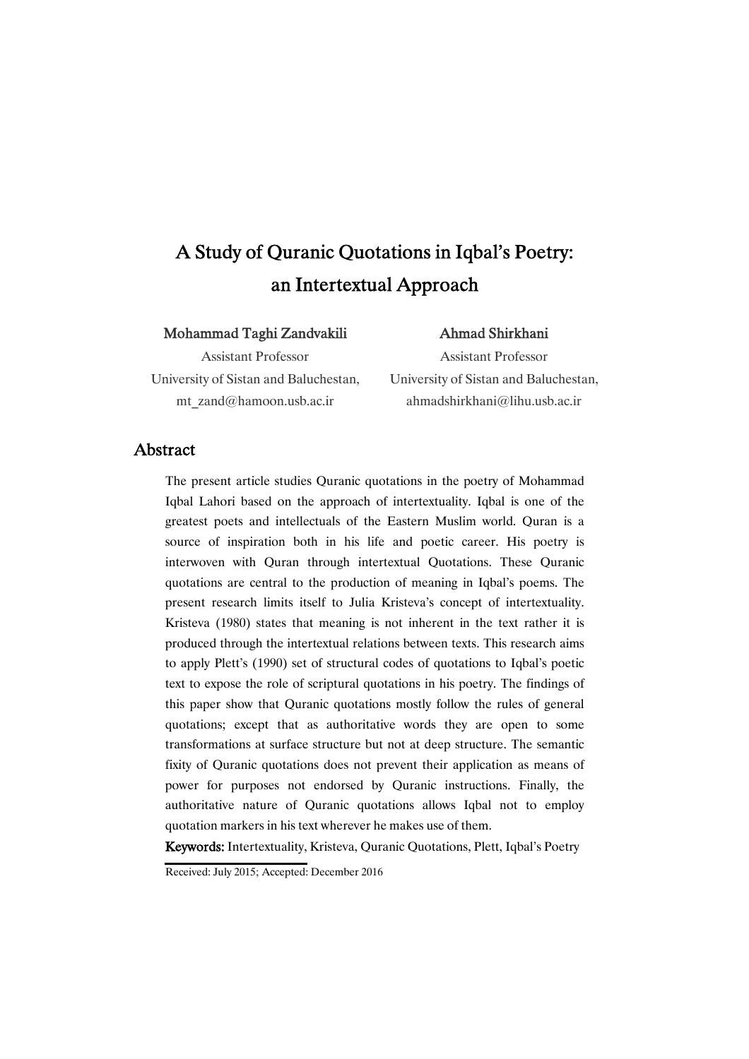# A Study of Quranic Quotations in Iqbal's Poetry: an Intertextual Approach

**Mohammad Taghi Zandvakili**
Assistant Professor
University of Sistan and Baluchestan,
mt_zand@hamoon.usb.ac.ir

**Ahmad Shirkhani**
Assistant Professor
University of Sistan and Baluchestan,
ahmadshirkhani@lihu.usb.ac.ir

## Abstract

The present article studies Quranic quotations in the poetry of Mohammad Iqbal Lahori based on the approach of intertextuality. Iqbal is one of the greatest poets and intellectuals of the Eastern Muslim world. Quran is a source of inspiration both in his life and poetic career. His poetry is interwoven with Quran through intertextual Quotations. These Quranic quotations are central to the production of meaning in Iqbal's poems. The present research limits itself to Julia Kristeva's concept of intertextuality. Kristeva (1980) states that meaning is not inherent in the text rather it is produced through the intertextual relations between texts. This research aims to apply Plett's (1990) set of structural codes of quotations to Iqbal's poetic text to expose the role of scriptural quotations in his poetry. The findings of this paper show that Quranic quotations mostly follow the rules of general quotations; except that as authoritative words they are open to some transformations at surface structure but not at deep structure. The semantic fixity of Quranic quotations does not prevent their application as means of power for purposes not endorsed by Quranic instructions. Finally, the authoritative nature of Quranic quotations allows Iqbal not to employ quotation markers in his text wherever he makes use of them.

**Keywords:** Intertextuality, Kristeva, Quranic Quotations, Plett, Iqbal's Poetry

Received: July 2015; Accepted: December 2016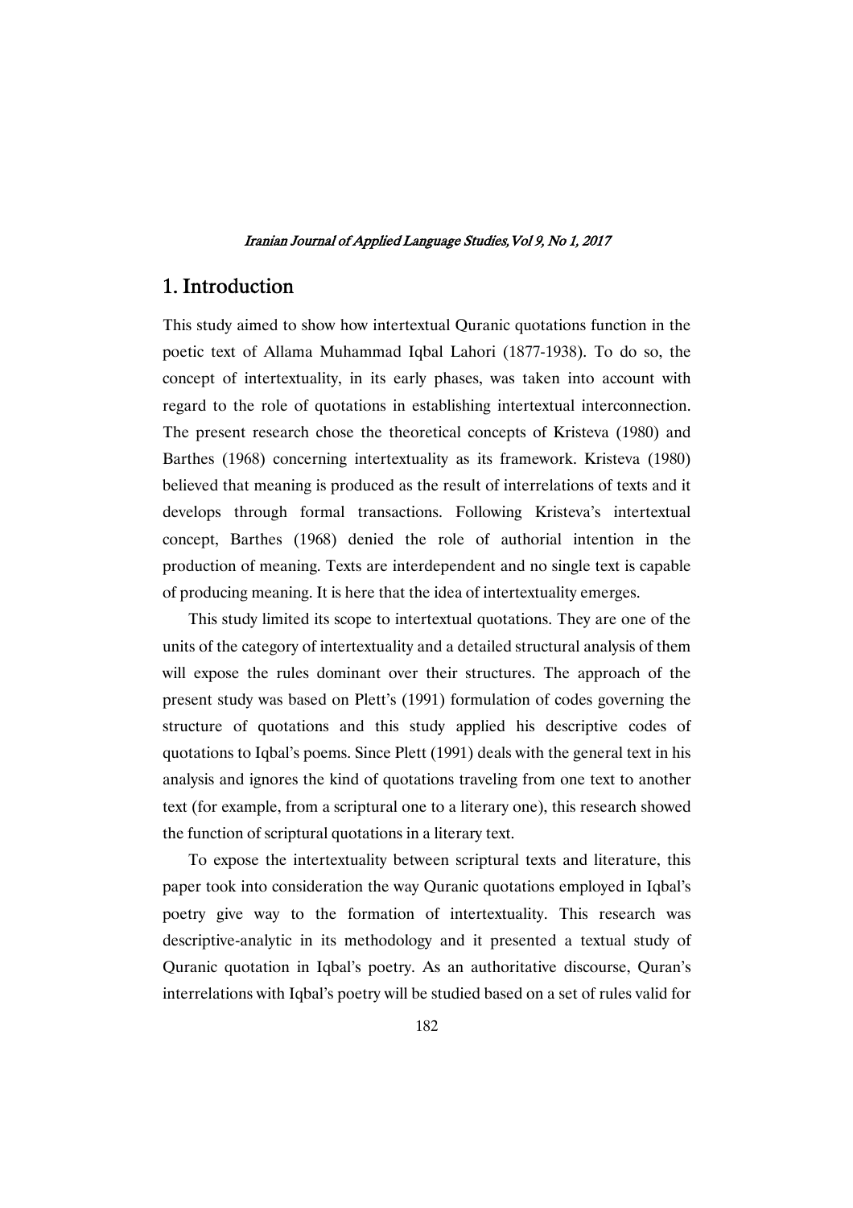## 1. Introduction

This study aimed to show how intertextual Quranic quotations function in the poetic text of Allama Muhammad Iqbal Lahori (1877-1938). To do so, the concept of intertextuality, in its early phases, was taken into account with regard to the role of quotations in establishing intertextual interconnection. The present research chose the theoretical concepts of Kristeva (1980) and Barthes (1968) concerning intertextuality as its framework. Kristeva (1980) believed that meaning is produced as the result of interrelations of texts and it develops through formal transactions. Following Kristeva's intertextual concept, Barthes (1968) denied the role of authorial intention in the production of meaning. Texts are interdependent and no single text is capable of producing meaning. It is here that the idea of intertextuality emerges.

This study limited its scope to intertextual quotations. They are one of the units of the category of intertextuality and a detailed structural analysis of them will expose the rules dominant over their structures. The approach of the present study was based on Plett's (1991) formulation of codes governing the structure of quotations and this study applied his descriptive codes of quotations to Iqbal's poems. Since Plett (1991) deals with the general text in his analysis and ignores the kind of quotations traveling from one text to another text (for example, from a scriptural one to a literary one), this research showed the function of scriptural quotations in a literary text.

To expose the intertextuality between scriptural texts and literature, this paper took into consideration the way Quranic quotations employed in Iqbal's poetry give way to the formation of intertextuality. This research was descriptive-analytic in its methodology and it presented a textual study of Quranic quotation in Iqbal's poetry. As an authoritative discourse, Quran's interrelations with Iqbal's poetry will be studied based on a set of rules valid for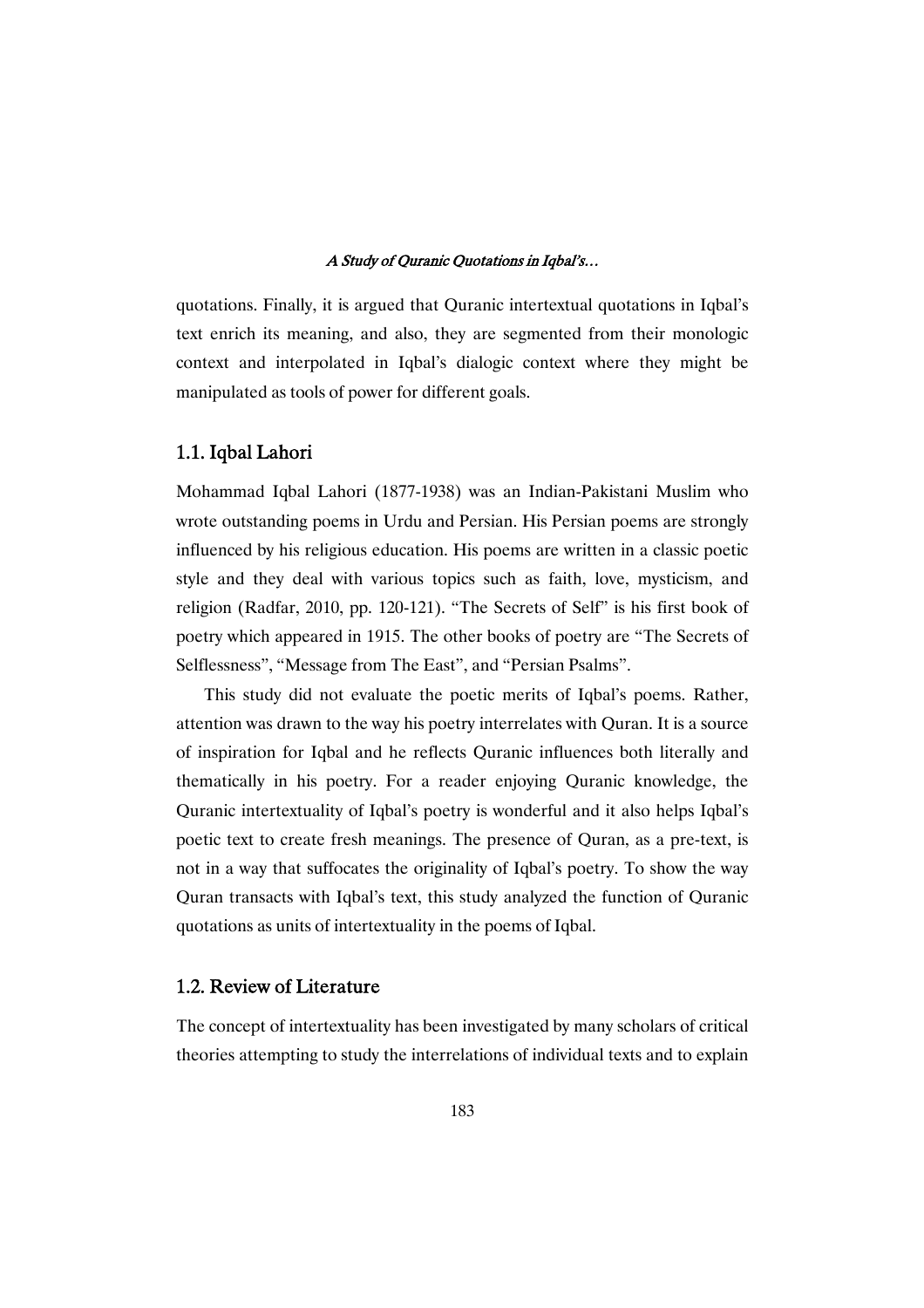quotations. Finally, it is argued that Quranic intertextual quotations in Iqbal's text enrich its meaning, and also, they are segmented from their monologic context and interpolated in Iqbal's dialogic context where they might be manipulated as tools of power for different goals.

## 1.1. Iqbal Lahori

Mohammad Iqbal Lahori (1877-1938) was an Indian-Pakistani Muslim who wrote outstanding poems in Urdu and Persian. His Persian poems are strongly influenced by his religious education. His poems are written in a classic poetic style and they deal with various topics such as faith, love, mysticism, and religion (Radfar, 2010, pp. 120-121). "The Secrets of Self" is his first book of poetry which appeared in 1915. The other books of poetry are "The Secrets of Selflessness", "Message from The East", and "Persian Psalms".

This study did not evaluate the poetic merits of Iqbal's poems. Rather, attention was drawn to the way his poetry interrelates with Quran. It is a source of inspiration for Iqbal and he reflects Quranic influences both literally and thematically in his poetry. For a reader enjoying Quranic knowledge, the Quranic intertextuality of Iqbal's poetry is wonderful and it also helps Iqbal's poetic text to create fresh meanings. The presence of Quran, as a pre-text, is not in a way that suffocates the originality of Iqbal's poetry. To show the way Quran transacts with Iqbal's text, this study analyzed the function of Quranic quotations as units of intertextuality in the poems of Iqbal.

## 1.2. Review of Literature

The concept of intertextuality has been investigated by many scholars of critical theories attempting to study the interrelations of individual texts and to explain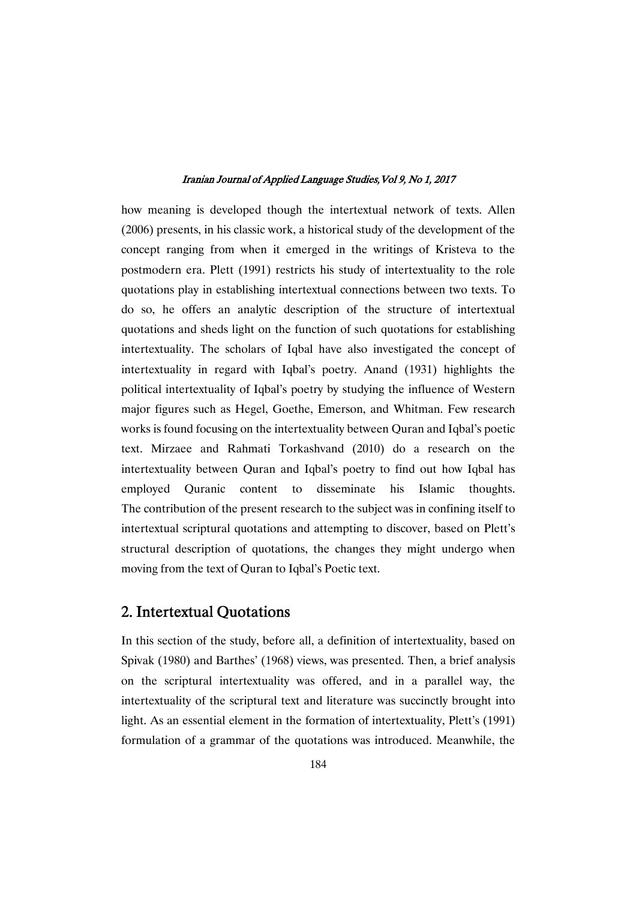how meaning is developed though the intertextual network of texts. Allen (2006) presents, in his classic work, a historical study of the development of the concept ranging from when it emerged in the writings of Kristeva to the postmodern era. Plett (1991) restricts his study of intertextuality to the role quotations play in establishing intertextual connections between two texts. To do so, he offers an analytic description of the structure of intertextual quotations and sheds light on the function of such quotations for establishing intertextuality. The scholars of Iqbal have also investigated the concept of intertextuality in regard with Iqbal's poetry. Anand (1931) highlights the political intertextuality of Iqbal's poetry by studying the influence of Western major figures such as Hegel, Goethe, Emerson, and Whitman. Few research works is found focusing on the intertextuality between Quran and Iqbal's poetic text. Mirzaee and Rahmati Torkashvand (2010) do a research on the intertextuality between Quran and Iqbal's poetry to find out how Iqbal has employed Quranic content to disseminate his Islamic thoughts. The contribution of the present research to the subject was in confining itself to intertextual scriptural quotations and attempting to discover, based on Plett's structural description of quotations, the changes they might undergo when moving from the text of Quran to Iqbal's Poetic text.

## 2. Intertextual Quotations

In this section of the study, before all, a definition of intertextuality, based on Spivak (1980) and Barthes' (1968) views, was presented. Then, a brief analysis on the scriptural intertextuality was offered, and in a parallel way, the intertextuality of the scriptural text and literature was succinctly brought into light. As an essential element in the formation of intertextuality, Plett's (1991) formulation of a grammar of the quotations was introduced. Meanwhile, the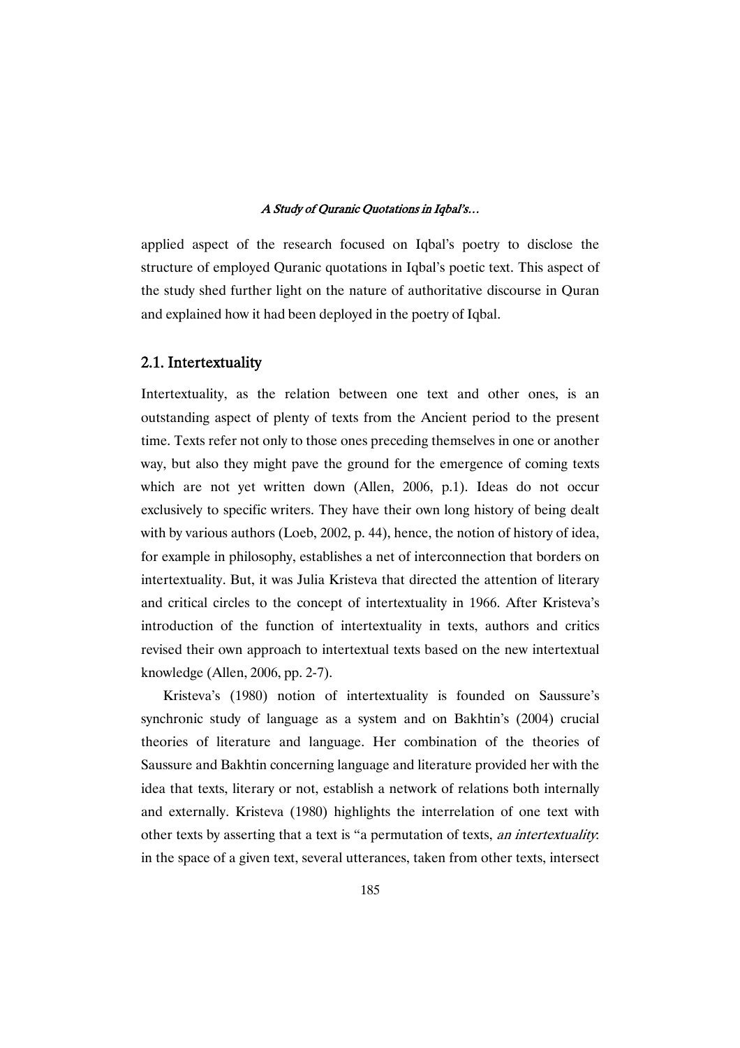applied aspect of the research focused on Iqbal's poetry to disclose the structure of employed Quranic quotations in Iqbal's poetic text. This aspect of the study shed further light on the nature of authoritative discourse in Quran and explained how it had been deployed in the poetry of Iqbal.

## 2.1. Intertextuality

Intertextuality, as the relation between one text and other ones, is an outstanding aspect of plenty of texts from the Ancient period to the present time. Texts refer not only to those ones preceding themselves in one or another way, but also they might pave the ground for the emergence of coming texts which are not yet written down (Allen, 2006, p.1). Ideas do not occur exclusively to specific writers. They have their own long history of being dealt with by various authors (Loeb, 2002, p. 44), hence, the notion of history of idea, for example in philosophy, establishes a net of interconnection that borders on intertextuality. But, it was Julia Kristeva that directed the attention of literary and critical circles to the concept of intertextuality in 1966. After Kristeva's introduction of the function of intertextuality in texts, authors and critics revised their own approach to intertextual texts based on the new intertextual knowledge (Allen, 2006, pp. 2-7).

Kristeva's (1980) notion of intertextuality is founded on Saussure's synchronic study of language as a system and on Bakhtin's (2004) crucial theories of literature and language. Her combination of the theories of Saussure and Bakhtin concerning language and literature provided her with the idea that texts, literary or not, establish a network of relations both internally and externally. Kristeva (1980) highlights the interrelation of one text with other texts by asserting that a text is "a permutation of texts, *an intertextuality*: in the space of a given text, several utterances, taken from other texts, intersect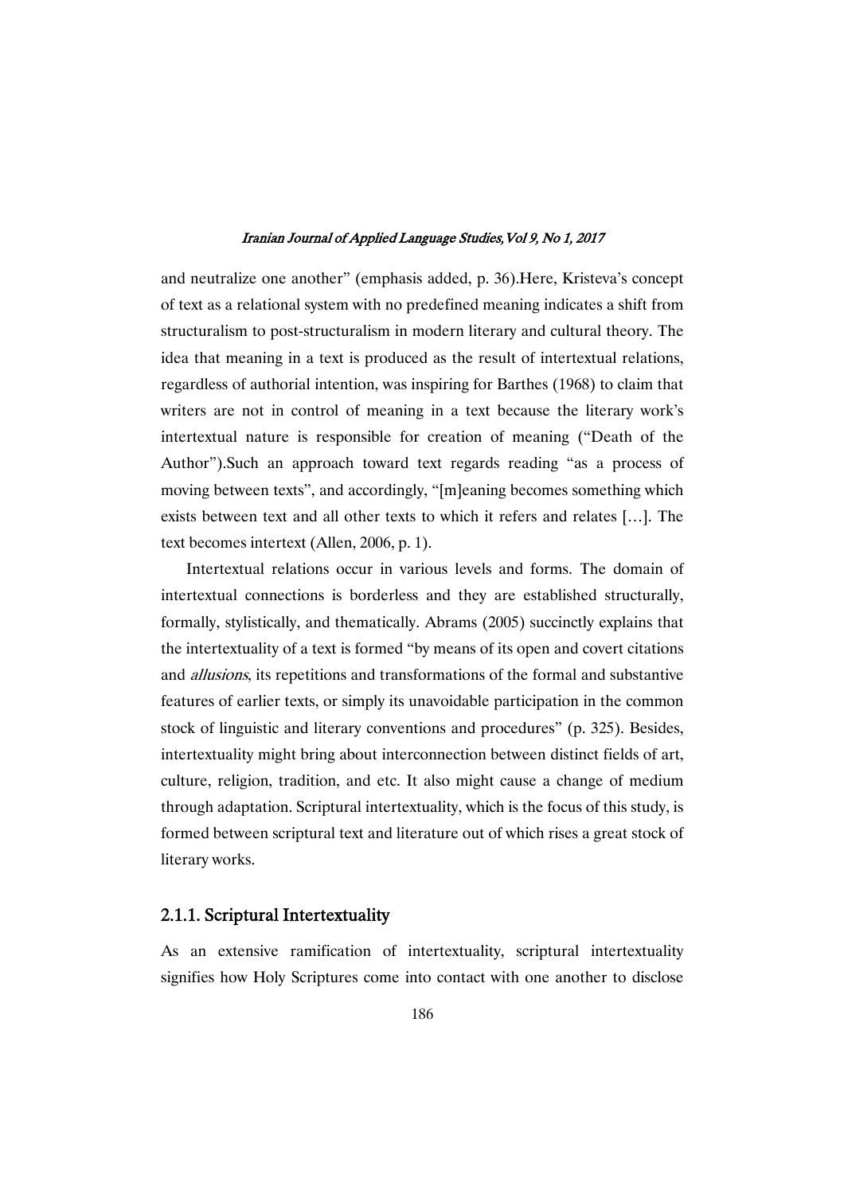and neutralize one another" (emphasis added, p. 36).Here, Kristeva's concept of text as a relational system with no predefined meaning indicates a shift from structuralism to post-structuralism in modern literary and cultural theory. The idea that meaning in a text is produced as the result of intertextual relations, regardless of authorial intention, was inspiring for Barthes (1968) to claim that writers are not in control of meaning in a text because the literary work's intertextual nature is responsible for creation of meaning ("Death of the Author").Such an approach toward text regards reading "as a process of moving between texts", and accordingly, "[m]eaning becomes something which exists between text and all other texts to which it refers and relates […]. The text becomes intertext (Allen, 2006, p. 1).

Intertextual relations occur in various levels and forms. The domain of intertextual connections is borderless and they are established structurally, formally, stylistically, and thematically. Abrams (2005) succinctly explains that the intertextuality of a text is formed "by means of its open and covert citations and *allusions*, its repetitions and transformations of the formal and substantive features of earlier texts, or simply its unavoidable participation in the common stock of linguistic and literary conventions and procedures" (p. 325). Besides, intertextuality might bring about interconnection between distinct fields of art, culture, religion, tradition, and etc. It also might cause a change of medium through adaptation. Scriptural intertextuality, which is the focus of this study, is formed between scriptural text and literature out of which rises a great stock of literary works.

### 2.1.1. Scriptural Intertextuality

As an extensive ramification of intertextuality, scriptural intertextuality signifies how Holy Scriptures come into contact with one another to disclose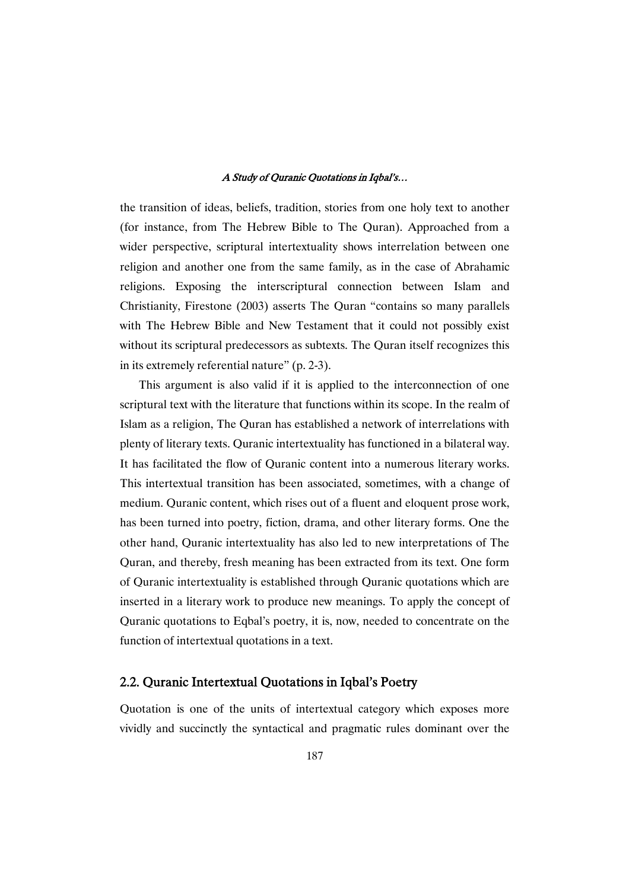the transition of ideas, beliefs, tradition, stories from one holy text to another (for instance, from The Hebrew Bible to The Quran). Approached from a wider perspective, scriptural intertextuality shows interrelation between one religion and another one from the same family, as in the case of Abrahamic religions. Exposing the interscriptural connection between Islam and Christianity, Firestone (2003) asserts The Quran "contains so many parallels with The Hebrew Bible and New Testament that it could not possibly exist without its scriptural predecessors as subtexts. The Quran itself recognizes this in its extremely referential nature" (p. 2-3).

This argument is also valid if it is applied to the interconnection of one scriptural text with the literature that functions within its scope. In the realm of Islam as a religion, The Quran has established a network of interrelations with plenty of literary texts. Quranic intertextuality has functioned in a bilateral way. It has facilitated the flow of Quranic content into a numerous literary works. This intertextual transition has been associated, sometimes, with a change of medium. Quranic content, which rises out of a fluent and eloquent prose work, has been turned into poetry, fiction, drama, and other literary forms. One the other hand, Quranic intertextuality has also led to new interpretations of The Quran, and thereby, fresh meaning has been extracted from its text. One form of Quranic intertextuality is established through Quranic quotations which are inserted in a literary work to produce new meanings. To apply the concept of Quranic quotations to Eqbal's poetry, it is, now, needed to concentrate on the function of intertextual quotations in a text.

## 2.2. Quranic Intertextual Quotations in Iqbal's Poetry

Quotation is one of the units of intertextual category which exposes more vividly and succinctly the syntactical and pragmatic rules dominant over the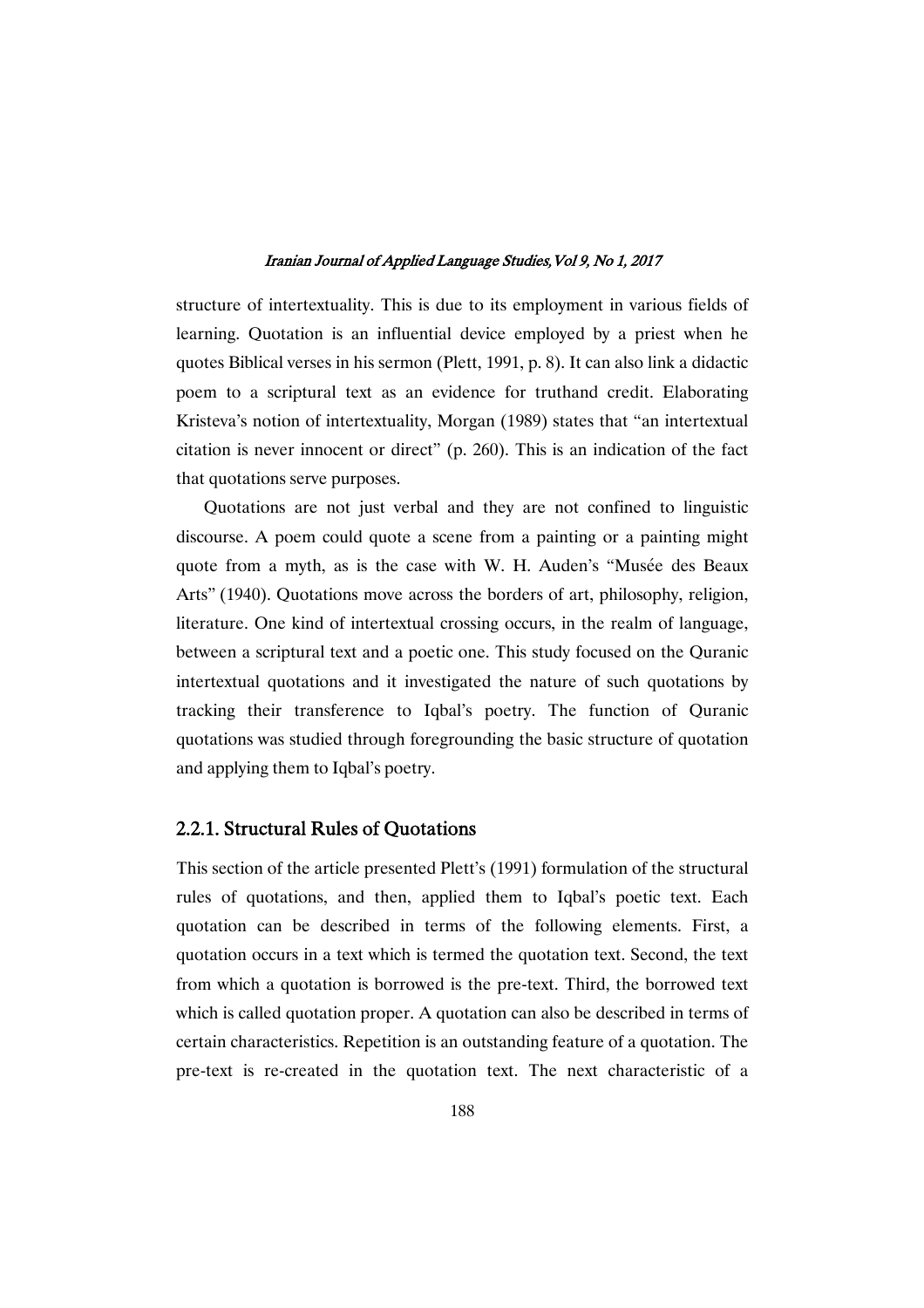structure of intertextuality. This is due to its employment in various fields of learning. Quotation is an influential device employed by a priest when he quotes Biblical verses in his sermon (Plett, 1991, p. 8). It can also link a didactic poem to a scriptural text as an evidence for truthand credit. Elaborating Kristeva's notion of intertextuality, Morgan (1989) states that "an intertextual citation is never innocent or direct" (p. 260). This is an indication of the fact that quotations serve purposes.

Quotations are not just verbal and they are not confined to linguistic discourse. A poem could quote a scene from a painting or a painting might quote from a myth, as is the case with W. H. Auden's "Musée des Beaux Arts" (1940). Quotations move across the borders of art, philosophy, religion, literature. One kind of intertextual crossing occurs, in the realm of language, between a scriptural text and a poetic one. This study focused on the Quranic intertextual quotations and it investigated the nature of such quotations by tracking their transference to Iqbal's poetry. The function of Quranic quotations was studied through foregrounding the basic structure of quotation and applying them to Iqbal's poetry.

### 2.2.1. Structural Rules of Quotations

This section of the article presented Plett's (1991) formulation of the structural rules of quotations, and then, applied them to Iqbal's poetic text. Each quotation can be described in terms of the following elements. First, a quotation occurs in a text which is termed the quotation text. Second, the text from which a quotation is borrowed is the pre-text. Third, the borrowed text which is called quotation proper. A quotation can also be described in terms of certain characteristics. Repetition is an outstanding feature of a quotation. The pre-text is re-created in the quotation text. The next characteristic of a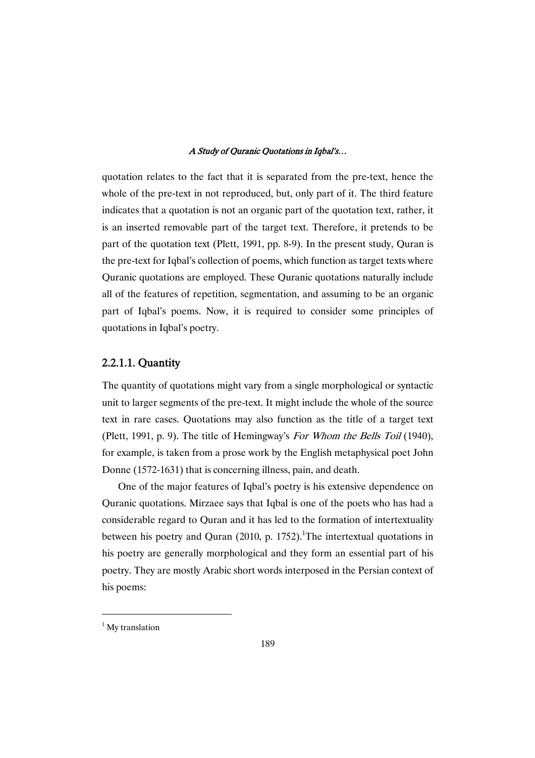quotation relates to the fact that it is separated from the pre-text, hence the whole of the pre-text in not reproduced, but, only part of it. The third feature indicates that a quotation is not an organic part of the quotation text, rather, it is an inserted removable part of the target text. Therefore, it pretends to be part of the quotation text (Plett, 1991, pp. 8-9). In the present study, Quran is the pre-text for Iqbal's collection of poems, which function as target texts where Quranic quotations are employed. These Quranic quotations naturally include all of the features of repetition, segmentation, and assuming to be an organic part of Iqbal's poems. Now, it is required to consider some principles of quotations in Iqbal's poetry.

#### 2.2.1.1. Quantity

The quantity of quotations might vary from a single morphological or syntactic unit to larger segments of the pre-text. It might include the whole of the source text in rare cases. Quotations may also function as the title of a target text (Plett, 1991, p. 9). The title of Hemingway's *For Whom the Bells Toil* (1940), for example, is taken from a prose work by the English metaphysical poet John Donne (1572-1631) that is concerning illness, pain, and death.

One of the major features of Iqbal's poetry is his extensive dependence on Quranic quotations. Mirzaee says that Iqbal is one of the poets who has had a considerable regard to Quran and it has led to the formation of intertextuality between his poetry and Quran (2010, p. 1752).[1] The intertextual quotations in his poetry are generally morphological and they form an essential part of his poetry. They are mostly Arabic short words interposed in the Persian context of his poems:

[1] My translation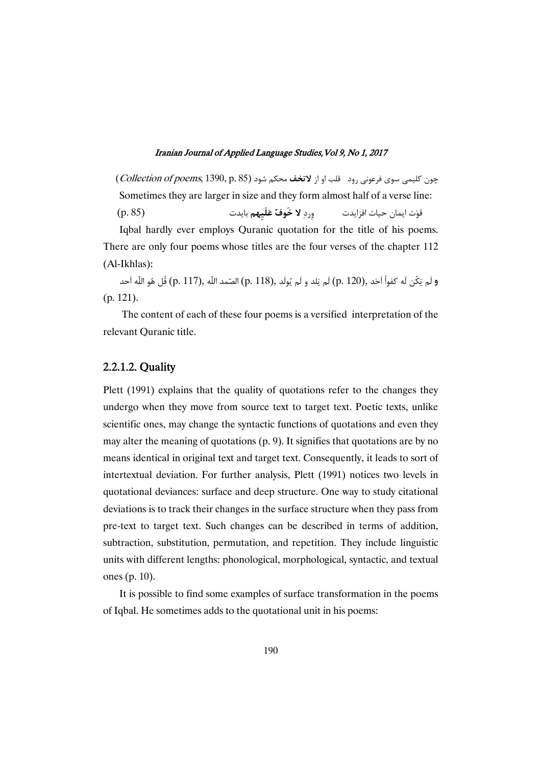چون کلیمی سوی فرعونی رود   قلب او از **لاتخف** محکم شود (*Collection of poems*, 1390, p. 85)

Sometimes they are larger in size and they form almost half of a verse line:

قوّت ایمان حیات افزایدت          وِردِ **لا خَوفٌ عَلَیهِم** بایدت          (p. 85)

Iqbal hardly ever employs Quranic quotation for the title of his poems. There are only four poems whose titles are the four verses of the chapter 112 (Al-Ikhlas):

قُل هُو اللّه اَحد (p. 117), الصّمد اللّه (p. 118), لَم یَلد و لَم یُولَد (p. 120), **و** لَم یَکُن لَه کفواً اَحَد (p. 121).

The content of each of these four poems is a versified interpretation of the relevant Quranic title.

#### 2.2.1.2. Quality

Plett (1991) explains that the quality of quotations refer to the changes they undergo when they move from source text to target text. Poetic texts, unlike scientific ones, may change the syntactic functions of quotations and even they may alter the meaning of quotations (p. 9). It signifies that quotations are by no means identical in original text and target text. Consequently, it leads to sort of intertextual deviation. For further analysis, Plett (1991) notices two levels in quotational deviances: surface and deep structure. One way to study citational deviations is to track their changes in the surface structure when they pass from pre-text to target text. Such changes can be described in terms of addition, subtraction, substitution, permutation, and repetition. They include linguistic units with different lengths: phonological, morphological, syntactic, and textual ones (p. 10).

It is possible to find some examples of surface transformation in the poems of Iqbal. He sometimes adds to the quotational unit in his poems: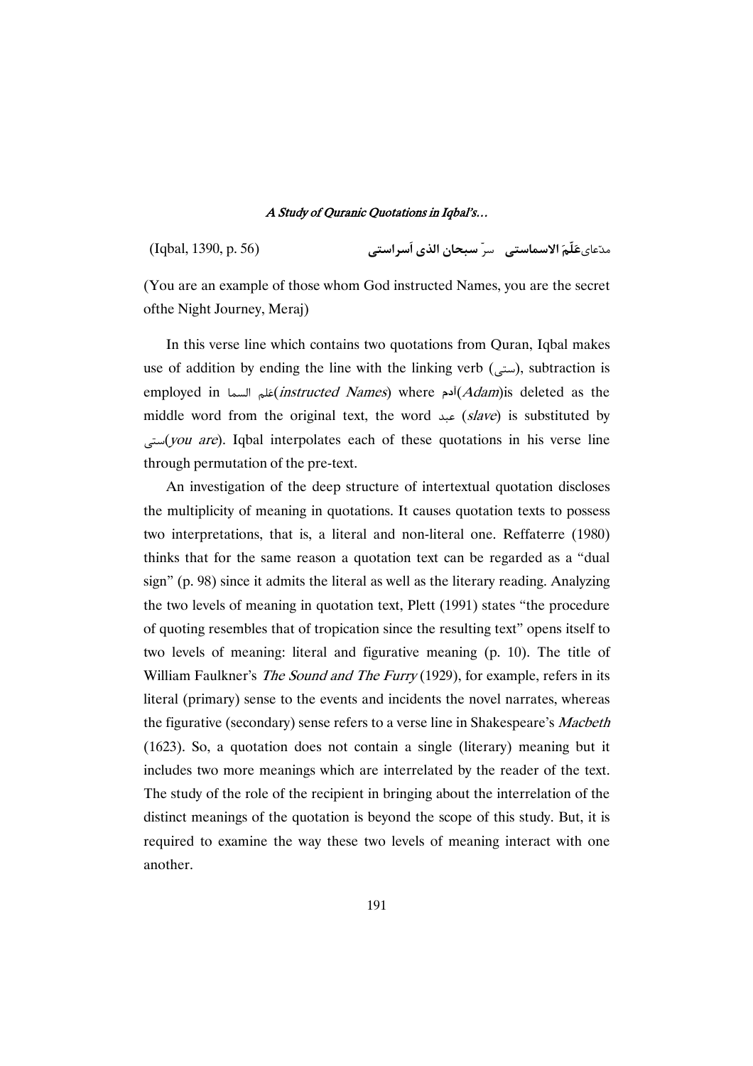مدّعای **عَلّمَ الاسماستی** سرّ **سبحان الذی اَسراستی** (Iqbal, 1390, p. 56)

(You are an example of those whom God instructed Names, you are the secret ofthe Night Journey, Meraj)

In this verse line which contains two quotations from Quran, Iqbal makes use of addition by ending the line with the linking verb (ستی), subtraction is employed in علم السما(*instructed Names*) where آدم(*Adam*)is deleted as the middle word from the original text, the word عبد (*slave*) is substituted by ستی(*you are*). Iqbal interpolates each of these quotations in his verse line through permutation of the pre-text.

An investigation of the deep structure of intertextual quotation discloses the multiplicity of meaning in quotations. It causes quotation texts to possess two interpretations, that is, a literal and non-literal one. Reffaterre (1980) thinks that for the same reason a quotation text can be regarded as a "dual sign" (p. 98) since it admits the literal as well as the literary reading. Analyzing the two levels of meaning in quotation text, Plett (1991) states "the procedure of quoting resembles that of tropication since the resulting text" opens itself to two levels of meaning: literal and figurative meaning (p. 10). The title of William Faulkner's *The Sound and The Furry* (1929), for example, refers in its literal (primary) sense to the events and incidents the novel narrates, whereas the figurative (secondary) sense refers to a verse line in Shakespeare's *Macbeth* (1623). So, a quotation does not contain a single (literary) meaning but it includes two more meanings which are interrelated by the reader of the text. The study of the role of the recipient in bringing about the interrelation of the distinct meanings of the quotation is beyond the scope of this study. But, it is required to examine the way these two levels of meaning interact with one another.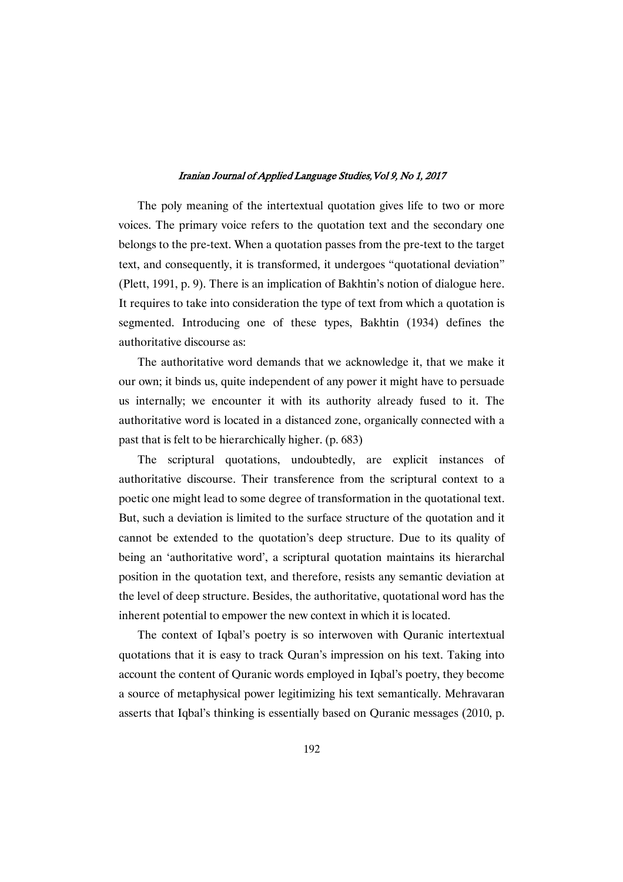The poly meaning of the intertextual quotation gives life to two or more voices. The primary voice refers to the quotation text and the secondary one belongs to the pre-text. When a quotation passes from the pre-text to the target text, and consequently, it is transformed, it undergoes "quotational deviation" (Plett, 1991, p. 9). There is an implication of Bakhtin's notion of dialogue here. It requires to take into consideration the type of text from which a quotation is segmented. Introducing one of these types, Bakhtin (1934) defines the authoritative discourse as:

> The authoritative word demands that we acknowledge it, that we make it our own; it binds us, quite independent of any power it might have to persuade us internally; we encounter it with its authority already fused to it. The authoritative word is located in a distanced zone, organically connected with a past that is felt to be hierarchically higher. (p. 683)

The scriptural quotations, undoubtedly, are explicit instances of authoritative discourse. Their transference from the scriptural context to a poetic one might lead to some degree of transformation in the quotational text. But, such a deviation is limited to the surface structure of the quotation and it cannot be extended to the quotation's deep structure. Due to its quality of being an 'authoritative word', a scriptural quotation maintains its hierarchal position in the quotation text, and therefore, resists any semantic deviation at the level of deep structure. Besides, the authoritative, quotational word has the inherent potential to empower the new context in which it is located.

The context of Iqbal's poetry is so interwoven with Quranic intertextual quotations that it is easy to track Quran's impression on his text. Taking into account the content of Quranic words employed in Iqbal's poetry, they become a source of metaphysical power legitimizing his text semantically. Mehravaran asserts that Iqbal's thinking is essentially based on Quranic messages (2010, p.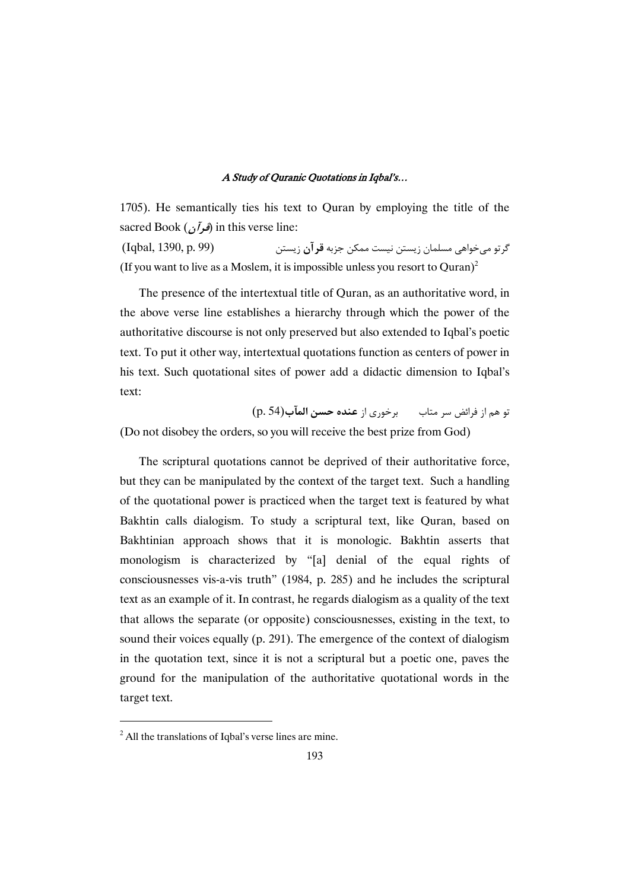1705). He semantically ties his text to Quran by employing the title of the sacred Book (*قرآن*) in this verse line:

گرتو می‌خواهی مسلمان زیستن نیست ممکن جزبه **قرآن** زیستن (Iqbal, 1390, p. 99)

(If you want to live as a Moslem, it is impossible unless you resort to Quran)[2]

The presence of the intertextual title of Quran, as an authoritative word, in the above verse line establishes a hierarchy through which the power of the authoritative discourse is not only preserved but also extended to Iqbal's poetic text. To put it other way, intertextual quotations function as centers of power in his text. Such quotational sites of power add a didactic dimension to Iqbal's text:

تو هم از فرائض سر متاب برخوری از **عنده حسن المآب**(p. 54)

(Do not disobey the orders, so you will receive the best prize from God)

The scriptural quotations cannot be deprived of their authoritative force, but they can be manipulated by the context of the target text. Such a handling of the quotational power is practiced when the target text is featured by what Bakhtin calls dialogism. To study a scriptural text, like Quran, based on Bakhtinian approach shows that it is monologic. Bakhtin asserts that monologism is characterized by "[a] denial of the equal rights of consciousnesses vis-a-vis truth" (1984, p. 285) and he includes the scriptural text as an example of it. In contrast, he regards dialogism as a quality of the text that allows the separate (or opposite) consciousnesses, existing in the text, to sound their voices equally (p. 291). The emergence of the context of dialogism in the quotation text, since it is not a scriptural but a poetic one, paves the ground for the manipulation of the authoritative quotational words in the target text.

---

[2] All the translations of Iqbal's verse lines are mine.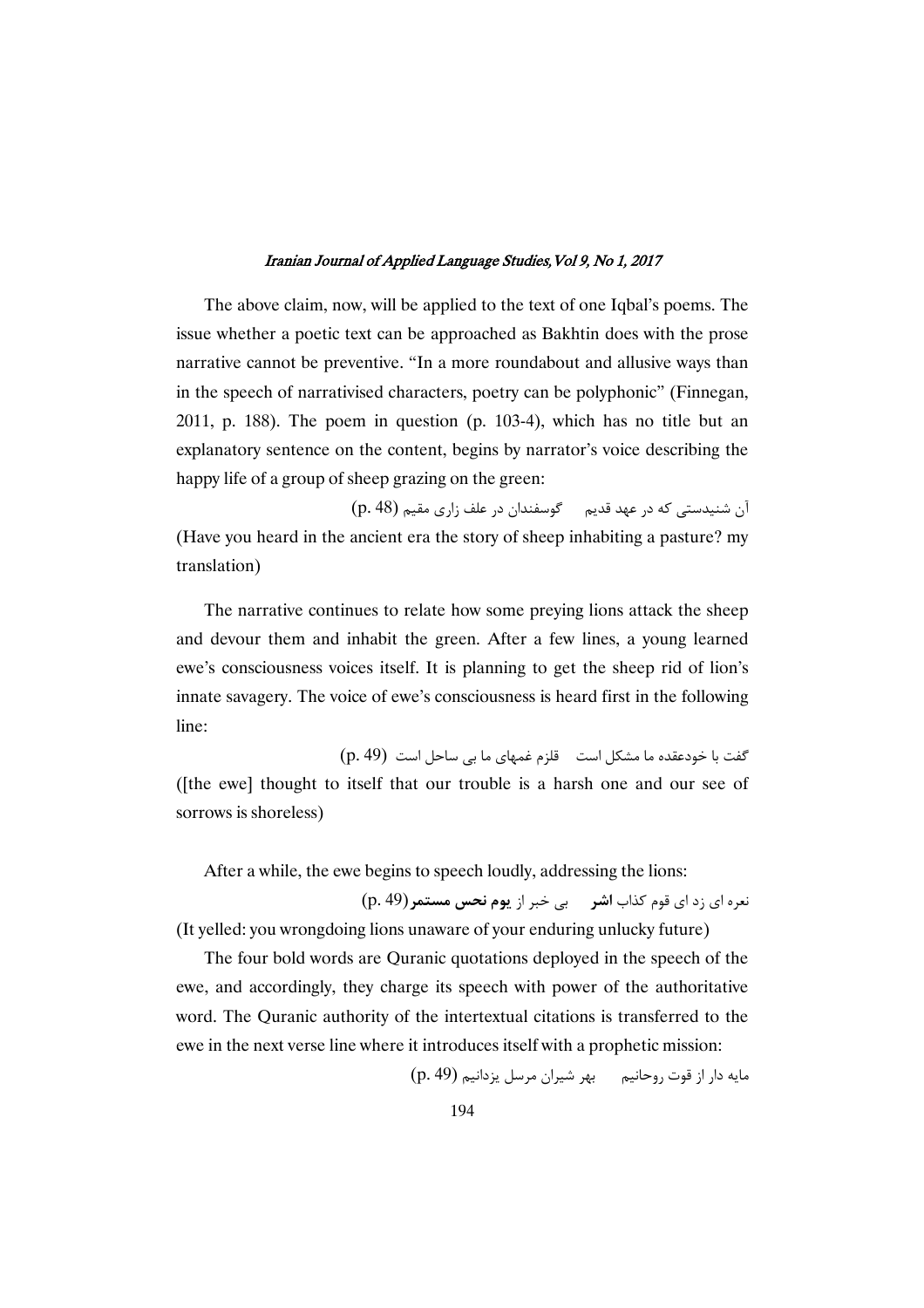The above claim, now, will be applied to the text of one Iqbal's poems. The issue whether a poetic text can be approached as Bakhtin does with the prose narrative cannot be preventive. "In a more roundabout and allusive ways than in the speech of narrativised characters, poetry can be polyphonic" (Finnegan, 2011, p. 188). The poem in question (p. 103-4), which has no title but an explanatory sentence on the content, begins by narrator's voice describing the happy life of a group of sheep grazing on the green:

آن شنیدستی که در عهد قدیم     گوسفندان در علف زاری مقیم (p. 48)

(Have you heard in the ancient era the story of sheep inhabiting a pasture? my translation)

The narrative continues to relate how some preying lions attack the sheep and devour them and inhabit the green. After a few lines, a young learned ewe's consciousness voices itself. It is planning to get the sheep rid of lion's innate savagery. The voice of ewe's consciousness is heard first in the following line:

گفت با خودعقده ما مشکل است     قلزم غمهای ما بی ساحل است (p. 49)

([the ewe] thought to itself that our trouble is a harsh one and our see of sorrows is shoreless)

After a while, the ewe begins to speech loudly, addressing the lions:

نعره ای زد ای قوم کذاب **اشر**     بی خبر از **یوم نحس مستمر**(p. 49)

(It yelled: you wrongdoing lions unaware of your enduring unlucky future)

The four bold words are Quranic quotations deployed in the speech of the ewe, and accordingly, they charge its speech with power of the authoritative word. The Quranic authority of the intertextual citations is transferred to the ewe in the next verse line where it introduces itself with a prophetic mission:

مایه دار از قوت روحانیم     بهر شیران مرسل یزدانیم (p. 49)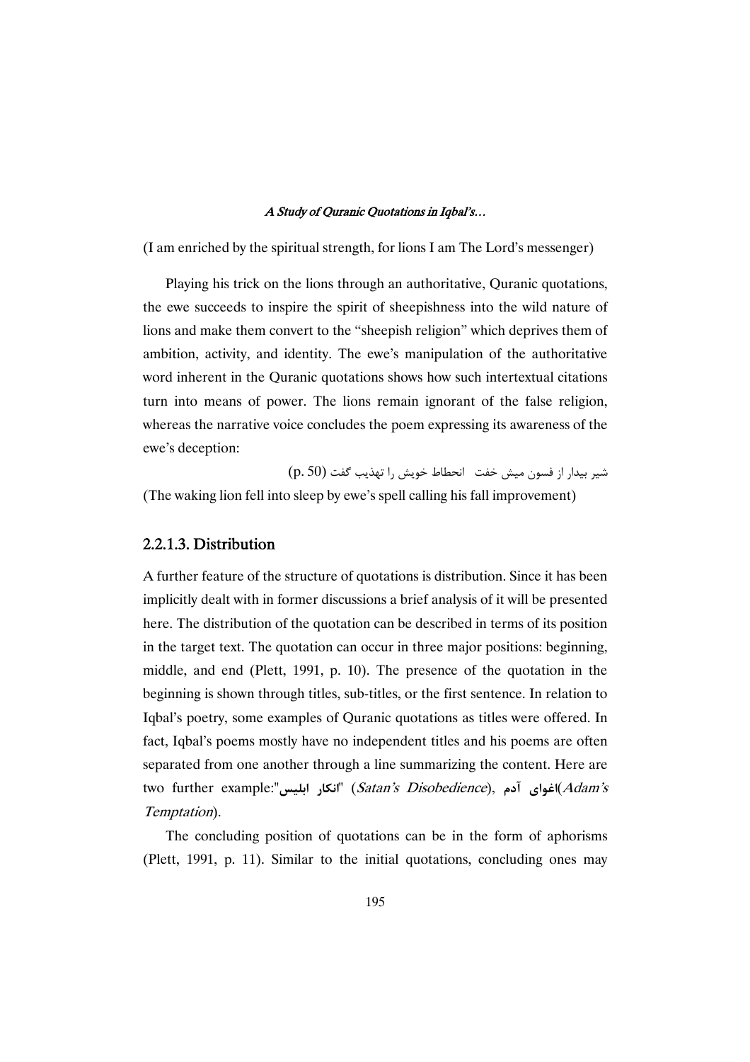(I am enriched by the spiritual strength, for lions I am The Lord's messenger)

Playing his trick on the lions through an authoritative, Quranic quotations, the ewe succeeds to inspire the spirit of sheepishness into the wild nature of lions and make them convert to the "sheepish religion" which deprives them of ambition, activity, and identity. The ewe's manipulation of the authoritative word inherent in the Quranic quotations shows how such intertextual citations turn into means of power. The lions remain ignorant of the false religion, whereas the narrative voice concludes the poem expressing its awareness of the ewe's deception:

شیر بیدار از فسون میش خفت   انحطاط خویش را تهذیب گفت (p. 50)

(The waking lion fell into sleep by ewe's spell calling his fall improvement)

### 2.2.1.3. Distribution

A further feature of the structure of quotations is distribution. Since it has been implicitly dealt with in former discussions a brief analysis of it will be presented here. The distribution of the quotation can be described in terms of its position in the target text. The quotation can occur in three major positions: beginning, middle, and end (Plett, 1991, p. 10). The presence of the quotation in the beginning is shown through titles, sub-titles, or the first sentence. In relation to Iqbal's poetry, some examples of Quranic quotations as titles were offered. In fact, Iqbal's poems mostly have no independent titles and his poems are often separated from one another through a line summarizing the content. Here are two further example:"**انکار ابلیس**" (*Satan's Disobedience*), **اغوای آدم**(*Adam's Temptation*).

The concluding position of quotations can be in the form of aphorisms (Plett, 1991, p. 11). Similar to the initial quotations, concluding ones may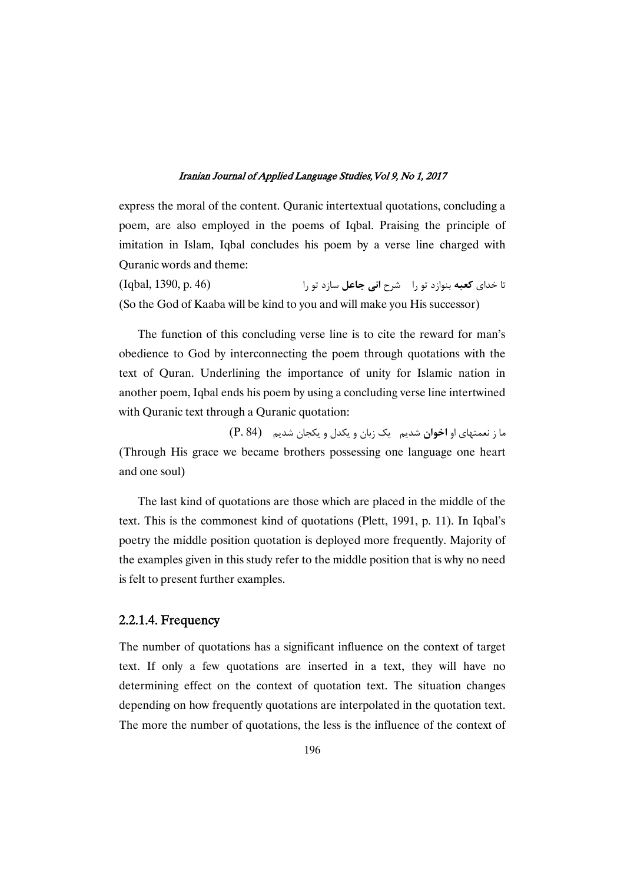express the moral of the content. Quranic intertextual quotations, concluding a poem, are also employed in the poems of Iqbal. Praising the principle of imitation in Islam, Iqbal concludes his poem by a verse line charged with Quranic words and theme:

تا خدای **کعبه** بنوازد تو را    شرح **انی جاعل** سازد تو را    (Iqbal, 1390, p. 46)

(So the God of Kaaba will be kind to you and will make you His successor)

The function of this concluding verse line is to cite the reward for man's obedience to God by interconnecting the poem through quotations with the text of Quran. Underlining the importance of unity for Islamic nation in another poem, Iqbal ends his poem by using a concluding verse line intertwined with Quranic text through a Quranic quotation:

ما ز نعمتهای او **اخوان** شدیم    یک زبان و یکدل و یکجان شدیم    (P. 84)

(Through His grace we became brothers possessing one language one heart and one soul)

The last kind of quotations are those which are placed in the middle of the text. This is the commonest kind of quotations (Plett, 1991, p. 11). In Iqbal's poetry the middle position quotation is deployed more frequently. Majority of the examples given in this study refer to the middle position that is why no need is felt to present further examples.

### 2.2.1.4. Frequency

The number of quotations has a significant influence on the context of target text. If only a few quotations are inserted in a text, they will have no determining effect on the context of quotation text. The situation changes depending on how frequently quotations are interpolated in the quotation text. The more the number of quotations, the less is the influence of the context of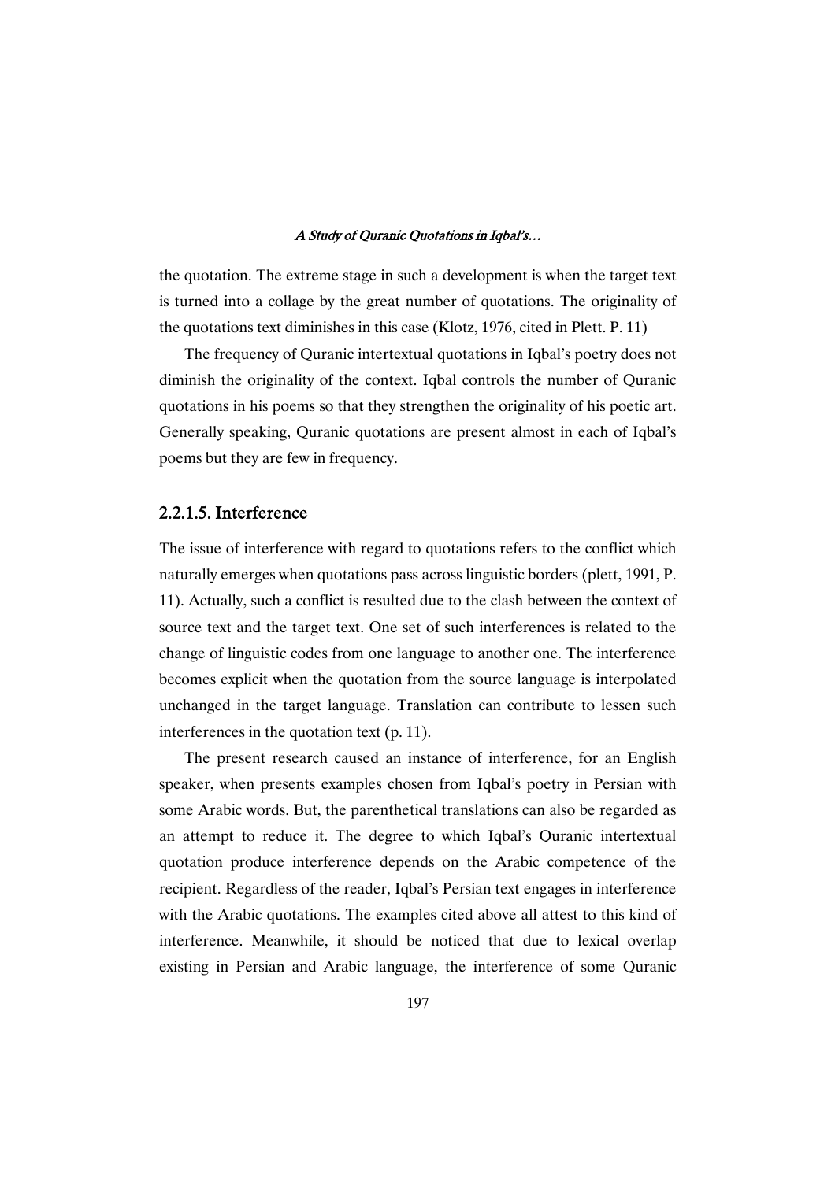the quotation. The extreme stage in such a development is when the target text is turned into a collage by the great number of quotations. The originality of the quotations text diminishes in this case (Klotz, 1976, cited in Plett. P. 11)

The frequency of Quranic intertextual quotations in Iqbal's poetry does not diminish the originality of the context. Iqbal controls the number of Quranic quotations in his poems so that they strengthen the originality of his poetic art. Generally speaking, Quranic quotations are present almost in each of Iqbal's poems but they are few in frequency.

### 2.2.1.5. Interference

The issue of interference with regard to quotations refers to the conflict which naturally emerges when quotations pass across linguistic borders (plett, 1991, P. 11). Actually, such a conflict is resulted due to the clash between the context of source text and the target text. One set of such interferences is related to the change of linguistic codes from one language to another one. The interference becomes explicit when the quotation from the source language is interpolated unchanged in the target language. Translation can contribute to lessen such interferences in the quotation text (p. 11).

The present research caused an instance of interference, for an English speaker, when presents examples chosen from Iqbal's poetry in Persian with some Arabic words. But, the parenthetical translations can also be regarded as an attempt to reduce it. The degree to which Iqbal's Quranic intertextual quotation produce interference depends on the Arabic competence of the recipient. Regardless of the reader, Iqbal's Persian text engages in interference with the Arabic quotations. The examples cited above all attest to this kind of interference. Meanwhile, it should be noticed that due to lexical overlap existing in Persian and Arabic language, the interference of some Quranic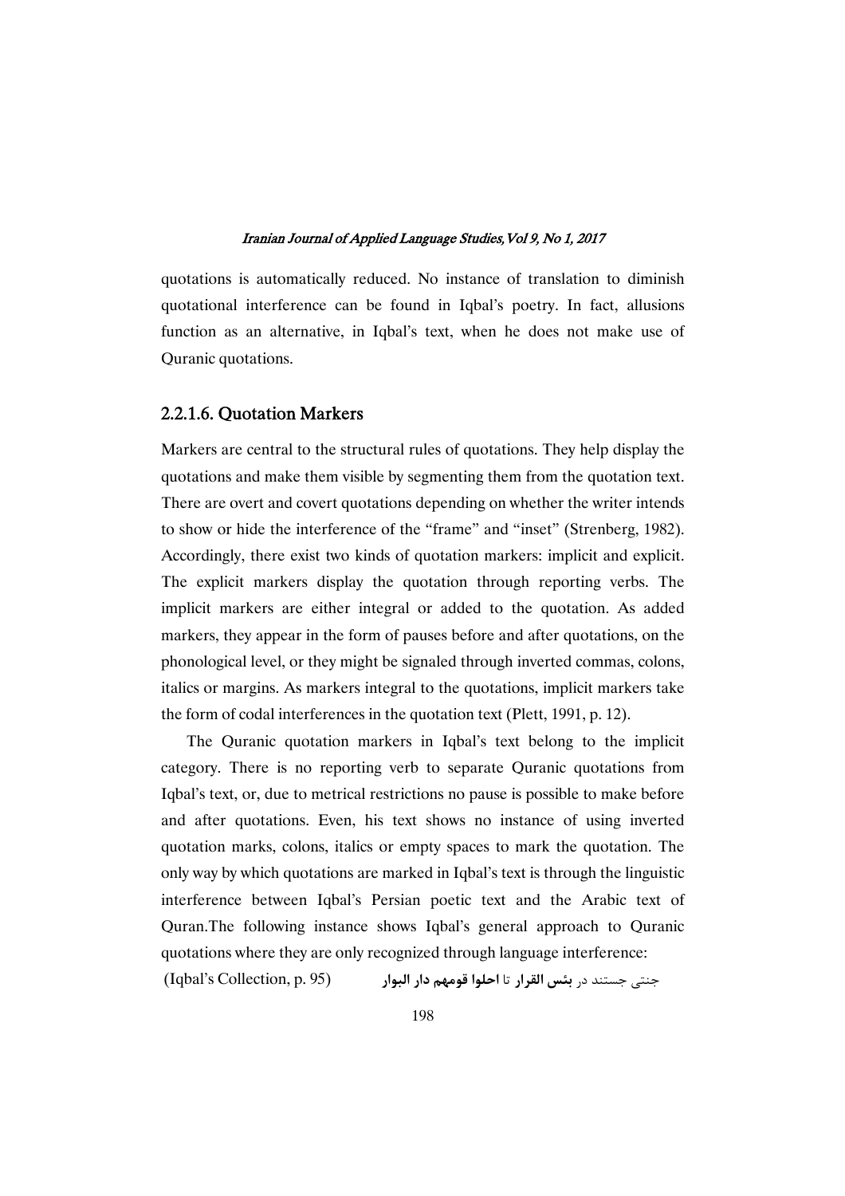quotations is automatically reduced. No instance of translation to diminish quotational interference can be found in Iqbal's poetry. In fact, allusions function as an alternative, in Iqbal's text, when he does not make use of Quranic quotations.

### 2.2.1.6. Quotation Markers

Markers are central to the structural rules of quotations. They help display the quotations and make them visible by segmenting them from the quotation text. There are overt and covert quotations depending on whether the writer intends to show or hide the interference of the "frame" and "inset" (Strenberg, 1982). Accordingly, there exist two kinds of quotation markers: implicit and explicit. The explicit markers display the quotation through reporting verbs. The implicit markers are either integral or added to the quotation. As added markers, they appear in the form of pauses before and after quotations, on the phonological level, or they might be signaled through inverted commas, colons, italics or margins. As markers integral to the quotations, implicit markers take the form of codal interferences in the quotation text (Plett, 1991, p. 12).

The Quranic quotation markers in Iqbal's text belong to the implicit category. There is no reporting verb to separate Quranic quotations from Iqbal's text, or, due to metrical restrictions no pause is possible to make before and after quotations. Even, his text shows no instance of using inverted quotation marks, colons, italics or empty spaces to mark the quotation. The only way by which quotations are marked in Iqbal's text is through the linguistic interference between Iqbal's Persian poetic text and the Arabic text of Quran.The following instance shows Iqbal's general approach to Quranic quotations where they are only recognized through language interference:

جنتی جستند در **بئس القرار** تا **احلوا قومهم دار البوار** (Iqbal's Collection, p. 95)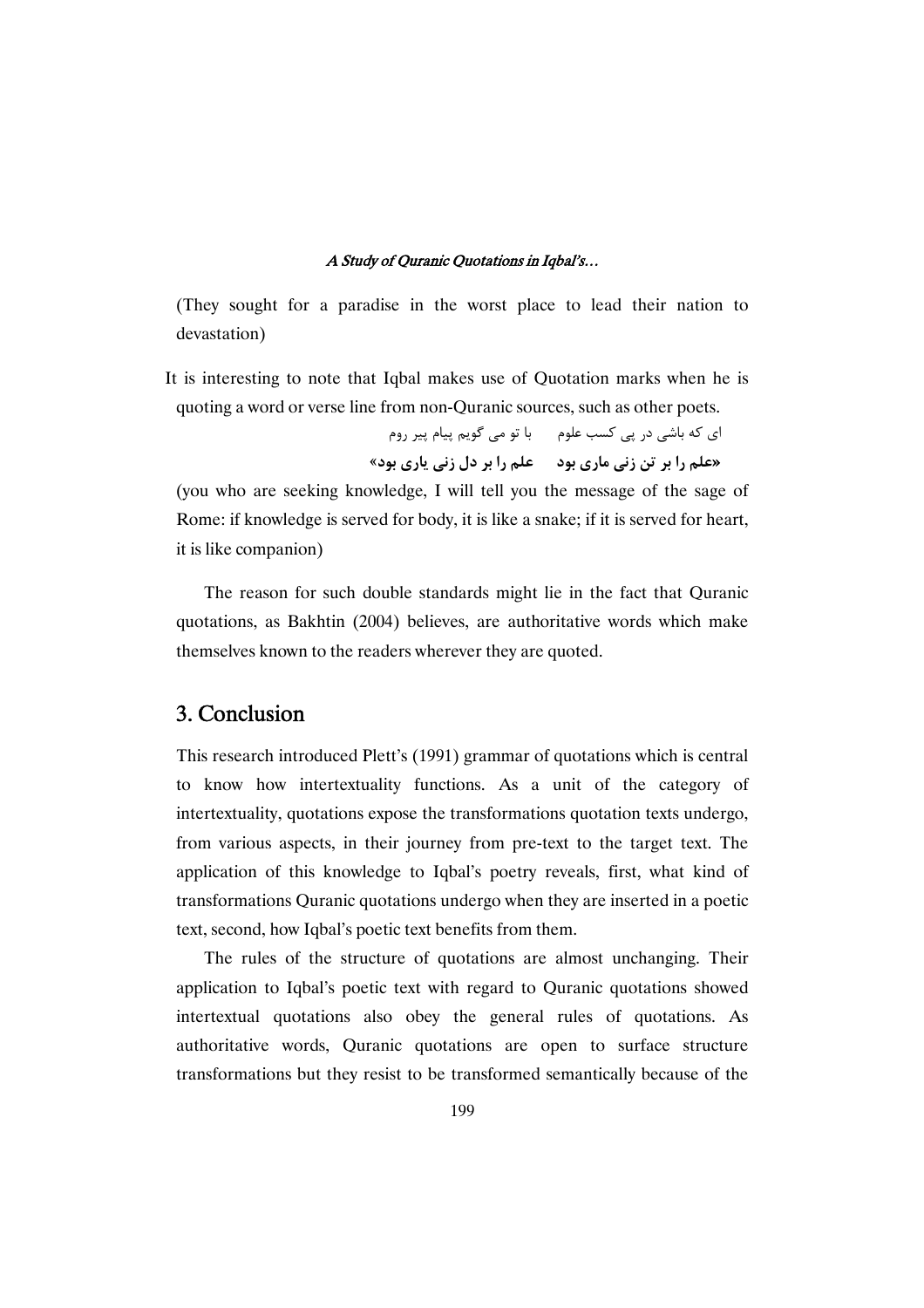(They sought for a paradise in the worst place to lead their nation to devastation)

It is interesting to note that Iqbal makes use of Quotation marks when he is quoting a word or verse line from non-Quranic sources, such as other poets.

ای که باشی در پی کسب علوم    با تو می گویم پیام پیر روم

**«علم را بر تن زنی ماری بود    علم را بر دل زنی یاری بود»**

(you who are seeking knowledge, I will tell you the message of the sage of Rome: if knowledge is served for body, it is like a snake; if it is served for heart, it is like companion)

The reason for such double standards might lie in the fact that Quranic quotations, as Bakhtin (2004) believes, are authoritative words which make themselves known to the readers wherever they are quoted.

## 3. Conclusion

This research introduced Plett's (1991) grammar of quotations which is central to know how intertextuality functions. As a unit of the category of intertextuality, quotations expose the transformations quotation texts undergo, from various aspects, in their journey from pre-text to the target text. The application of this knowledge to Iqbal's poetry reveals, first, what kind of transformations Quranic quotations undergo when they are inserted in a poetic text, second, how Iqbal's poetic text benefits from them.

The rules of the structure of quotations are almost unchanging. Their application to Iqbal's poetic text with regard to Quranic quotations showed intertextual quotations also obey the general rules of quotations. As authoritative words, Quranic quotations are open to surface structure transformations but they resist to be transformed semantically because of the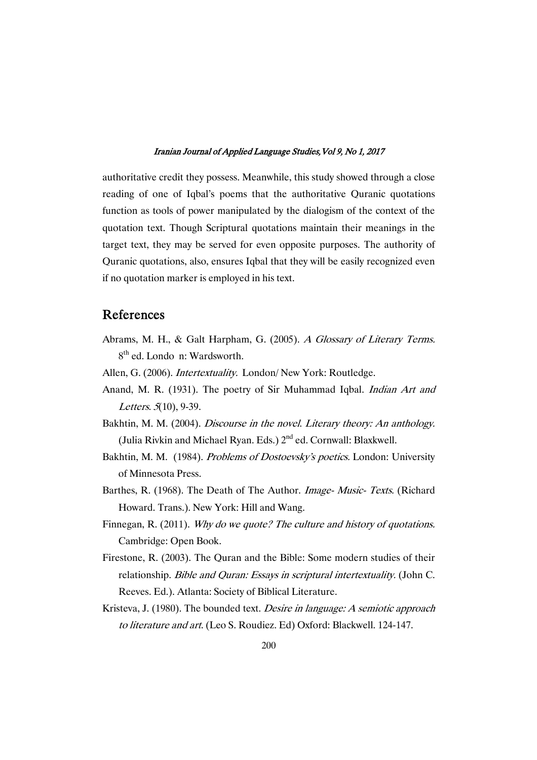authoritative credit they possess. Meanwhile, this study showed through a close reading of one of Iqbal's poems that the authoritative Quranic quotations function as tools of power manipulated by the dialogism of the context of the quotation text. Though Scriptural quotations maintain their meanings in the target text, they may be served for even opposite purposes. The authority of Quranic quotations, also, ensures Iqbal that they will be easily recognized even if no quotation marker is employed in his text.

## References

Abrams, M. H., & Galt Harpham, G. (2005). *A Glossary of Literary Terms.* 8th ed. Londo n: Wardsworth.

Allen, G. (2006). *Intertextuality.* London/ New York: Routledge.

Anand, M. R. (1931). The poetry of Sir Muhammad Iqbal. *Indian Art and Letters. 5*(10), 9-39.

Bakhtin, M. M. (2004). *Discourse in the novel. Literary theory: An anthology.* (Julia Rivkin and Michael Ryan. Eds.) 2nd ed. Cornwall: Blaxkwell.

Bakhtin, M. M. (1984). *Problems of Dostoevsky's poetics.* London: University of Minnesota Press.

Barthes, R. (1968). The Death of The Author. *Image- Music- Texts.* (Richard Howard. Trans.). New York: Hill and Wang.

Finnegan, R. (2011). *Why do we quote? The culture and history of quotations.* Cambridge: Open Book.

Firestone, R. (2003). The Quran and the Bible: Some modern studies of their relationship. *Bible and Quran: Essays in scriptural intertextuality.* (John C. Reeves. Ed.). Atlanta: Society of Biblical Literature.

Kristeva, J. (1980). The bounded text. *Desire in language: A semiotic approach to literature and art.* (Leo S. Roudiez. Ed) Oxford: Blackwell. 124-147.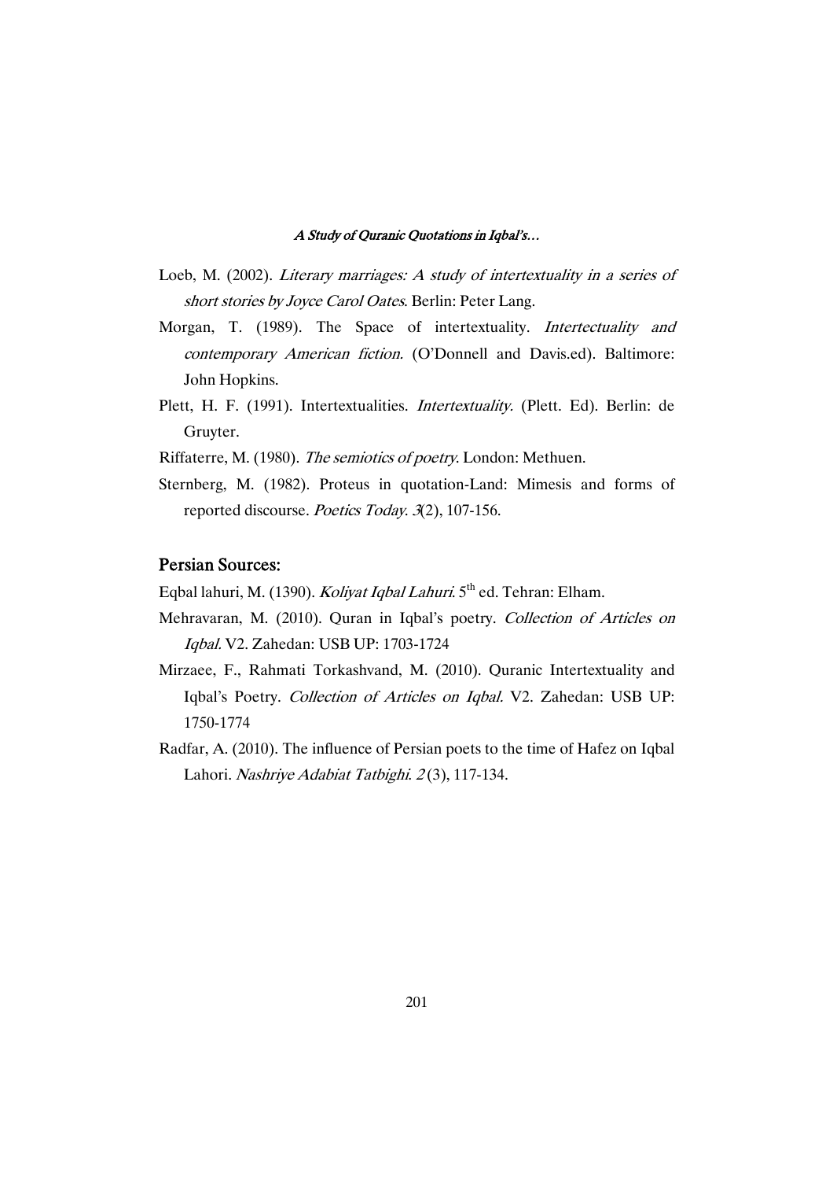Loeb, M. (2002). *Literary marriages: A study of intertextuality in a series of short stories by Joyce Carol Oates*. Berlin: Peter Lang.

Morgan, T. (1989). The Space of intertextuality. *Intertectuality and contemporary American fiction.* (O'Donnell and Davis.ed). Baltimore: John Hopkins.

Plett, H. F. (1991). Intertextualities. *Intertextuality.* (Plett. Ed). Berlin: de Gruyter.

Riffaterre, M. (1980). *The semiotics of poetry*. London: Methuen.

Sternberg, M. (1982). Proteus in quotation-Land: Mimesis and forms of reported discourse. *Poetics Today*. *3*(2), 107-156.

## Persian Sources:

Eqbal lahuri, M. (1390). *Koliyat Iqbal Lahuri.* 5th ed. Tehran: Elham.

Mehravaran, M. (2010). Quran in Iqbal's poetry. *Collection of Articles on Iqbal.* V2. Zahedan: USB UP: 1703-1724

Mirzaee, F., Rahmati Torkashvand, M. (2010). Quranic Intertextuality and Iqbal's Poetry. *Collection of Articles on Iqbal.* V2. Zahedan: USB UP: 1750-1774

Radfar, A. (2010). The influence of Persian poets to the time of Hafez on Iqbal Lahori. *Nashriye Adabiat Tatbighi. 2* (3), 117-134.